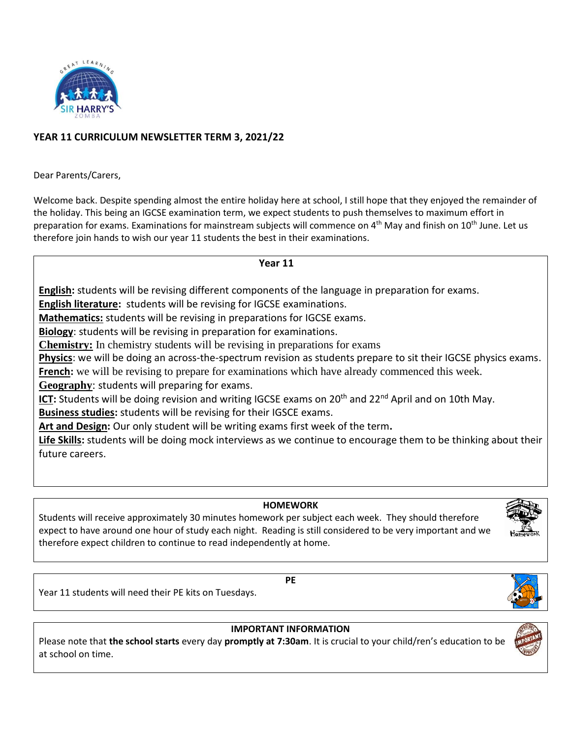# YEAR 11 CURRICULUM NEWSLETTER TERM 3, 2021/22

Dear Parents/Carers,

Welcome back. Despite spending almost the entire holiday here at school, I still hope that they enjoyed the remainder of the holiday. This being an IGCSE examination term, we expect students to push themselves to maximum effort in preparation for exams. Examinations for mainstream subjects will commence on 4th May and finish on 10th June. Let us therefore join hands to wish our year 11 students the best in their examinations.

## Year 11

**English:** students will be revising different components of the language in preparation for exams.

**English literature:** students will be revising for IGCSE examinations.

**Mathematics:** students will be revising in preparations for IGCSE exams.

**Biology**: students will be revising in preparation for examinations.

**Chemistry:** In chemistry students will be revising in preparations for exams

**Physics**: we will be doing an across-the-spectrum revision as students prepare to sit their IGCSE physics exams.

**French:** we will be revising to prepare for examinations which have already commenced this week.

**Geography**: students will preparing for exams.

**ICT:** Students will be doing revision and writing IGCSE exams on 20th and 22nd April and on 10th May.

**Business studies:** students will be revising for their IGSCE exams.

**Art and Design:** Our only student will be writing exams first week of the term**.**

**Life Skills:** students will be doing mock interviews as we continue to encourage them to be thinking about their future careers.

## HOMEWORK

Students will receive approximately 30 minutes homework per subject each week. They should therefore expect to have around one hour of study each night. Reading is still considered to be very important and we therefore expect children to continue to read independently at home.

## PE

Year 11 students will need their PE kits on Tuesdays.

## IMPORTANT INFORMATION

Please note that **the school starts** every day **promptly at 7:30am**. It is crucial to your child/ren's education to be at school on time.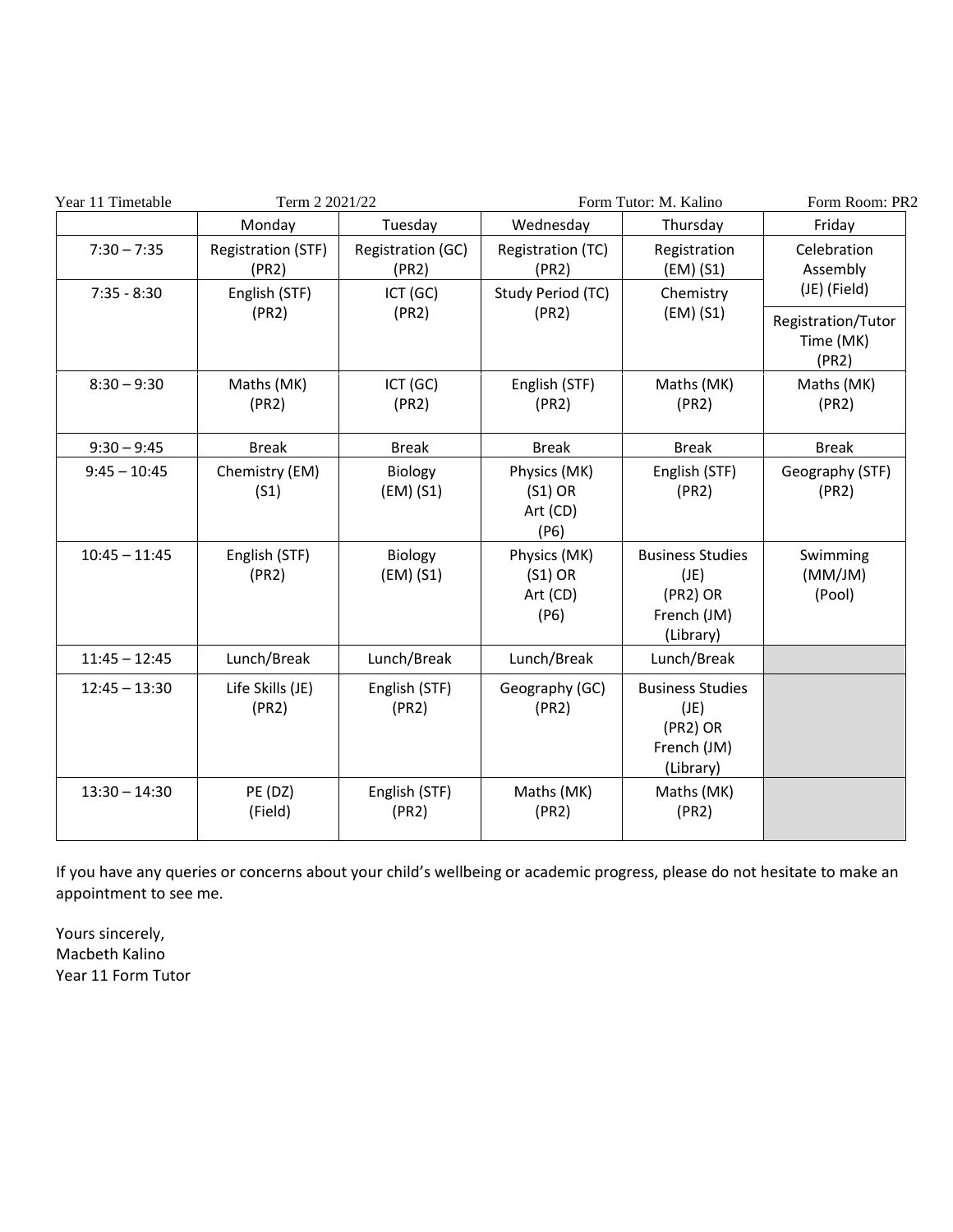Year 11 Timetable Term 2 2021/22 Form Tutor: M. Kalino Form Room: PR2

| | Monday | Tuesday | Wednesday | Thursday | Friday |
|---|---|---|---|---|---|
| 7:30 – 7:35 | Registration (STF) (PR2) | Registration (GC) (PR2) | Registration (TC) (PR2) | Registration (EM) (S1) | Celebration Assembly (JE) (Field) |
| 7:35 - 8:30 | English (STF) (PR2) | ICT (GC) (PR2) | Study Period (TC) (PR2) | Chemistry (EM) (S1) | Registration/Tutor Time (MK) (PR2) |
| 8:30 – 9:30 | Maths (MK) (PR2) | ICT (GC) (PR2) | English (STF) (PR2) | Maths (MK) (PR2) | Maths (MK) (PR2) |
| 9:30 – 9:45 | Break | Break | Break | Break | Break |
| 9:45 – 10:45 | Chemistry (EM) (S1) | Biology (EM) (S1) | Physics (MK) (S1) OR Art (CD) (P6) | English (STF) (PR2) | Geography (STF) (PR2) |
| 10:45 – 11:45 | English (STF) (PR2) | Biology (EM) (S1) | Physics (MK) (S1) OR Art (CD) (P6) | Business Studies (JE) (PR2) OR French (JM) (Library) | Swimming (MM/JM) (Pool) |
| 11:45 – 12:45 | Lunch/Break | Lunch/Break | Lunch/Break | Lunch/Break | |
| 12:45 – 13:30 | Life Skills (JE) (PR2) | English (STF) (PR2) | Geography (GC) (PR2) | Business Studies (JE) (PR2) OR French (JM) (Library) | |
| 13:30 – 14:30 | PE (DZ) (Field) | English (STF) (PR2) | Maths (MK) (PR2) | Maths (MK) (PR2) | |

If you have any queries or concerns about your child's wellbeing or academic progress, please do not hesitate to make an appointment to see me.

Yours sincerely,
Macbeth Kalino
Year 11 Form Tutor